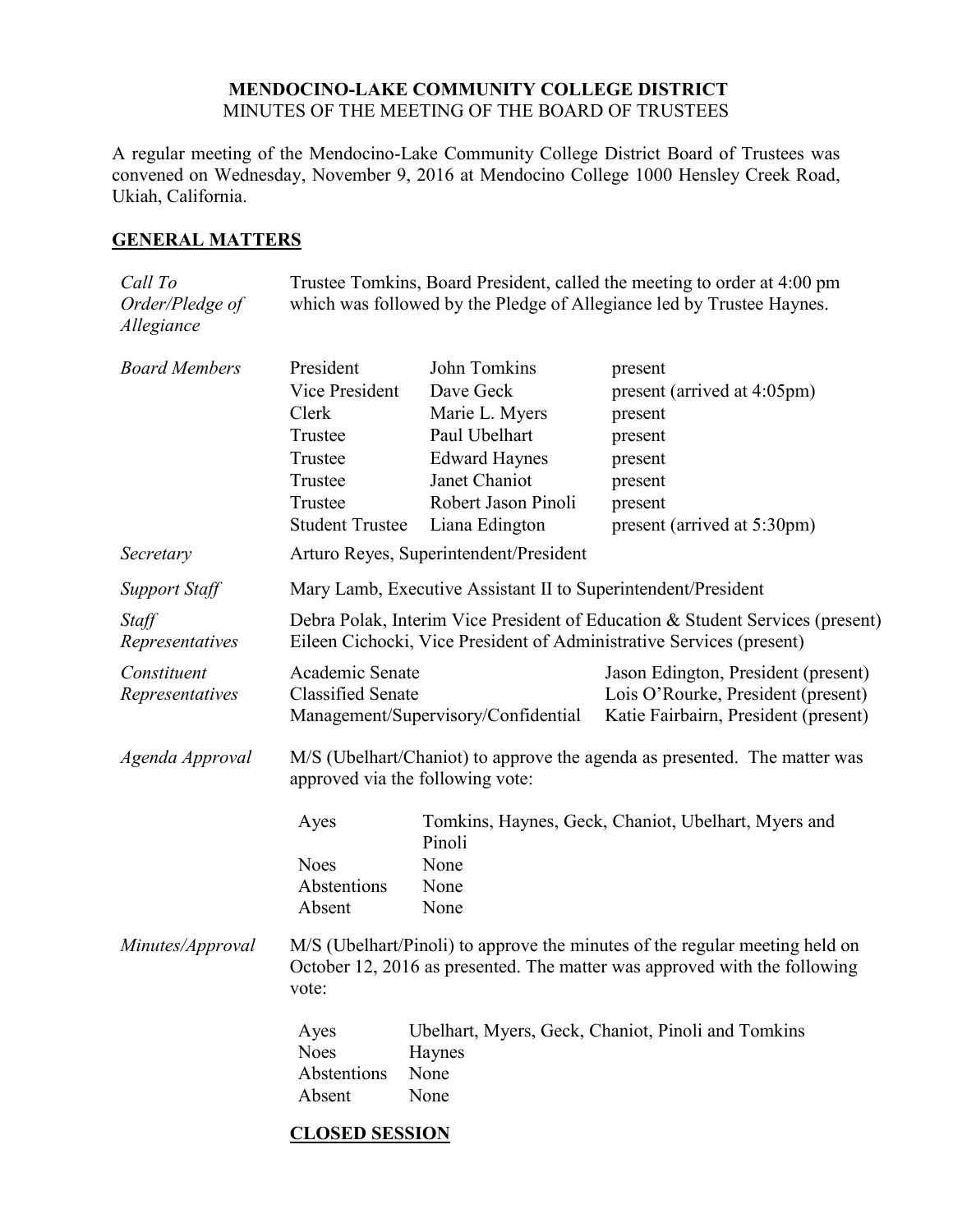**MENDOCINO-LAKE COMMUNITY COLLEGE DISTRICT**
MINUTES OF THE MEETING OF THE BOARD OF TRUSTEES

A regular meeting of the Mendocino-Lake Community College District Board of Trustees was convened on Wednesday, November 9, 2016 at Mendocino College 1000 Hensley Creek Road, Ukiah, California.

## GENERAL MATTERS

*Call To Order/Pledge of Allegiance*

Trustee Tomkins, Board President, called the meeting to order at 4:00 pm which was followed by the Pledge of Allegiance led by Trustee Haynes.

*Board Members*

| | | |
|---|---|---|
| President | John Tomkins | present |
| Vice President | Dave Geck | present (arrived at 4:05pm) |
| Clerk | Marie L. Myers | present |
| Trustee | Paul Ubelhart | present |
| Trustee | Edward Haynes | present |
| Trustee | Janet Chaniot | present |
| Trustee | Robert Jason Pinoli | present |
| Student Trustee | Liana Edington | present (arrived at 5:30pm) |

*Secretary*

Arturo Reyes, Superintendent/President

*Support Staff*

Mary Lamb, Executive Assistant II to Superintendent/President

*Staff Representatives*

Debra Polak, Interim Vice President of Education & Student Services (present)
Eileen Cichocki, Vice President of Administrative Services (present)

*Constituent Representatives*

| | |
|---|---|
| Academic Senate | Jason Edington, President (present) |
| Classified Senate | Lois O'Rourke, President (present) |
| Management/Supervisory/Confidential | Katie Fairbairn, President (present) |

*Agenda Approval*

M/S (Ubelhart/Chaniot) to approve the agenda as presented. The matter was approved via the following vote:

| | |
|---|---|
| Ayes | Tomkins, Haynes, Geck, Chaniot, Ubelhart, Myers and Pinoli |
| Noes | None |
| Abstentions | None |
| Absent | None |

*Minutes/Approval*

M/S (Ubelhart/Pinoli) to approve the minutes of the regular meeting held on October 12, 2016 as presented. The matter was approved with the following vote:

| | |
|---|---|
| Ayes | Ubelhart, Myers, Geck, Chaniot, Pinoli and Tomkins |
| Noes | Haynes |
| Abstentions | None |
| Absent | None |

## CLOSED SESSION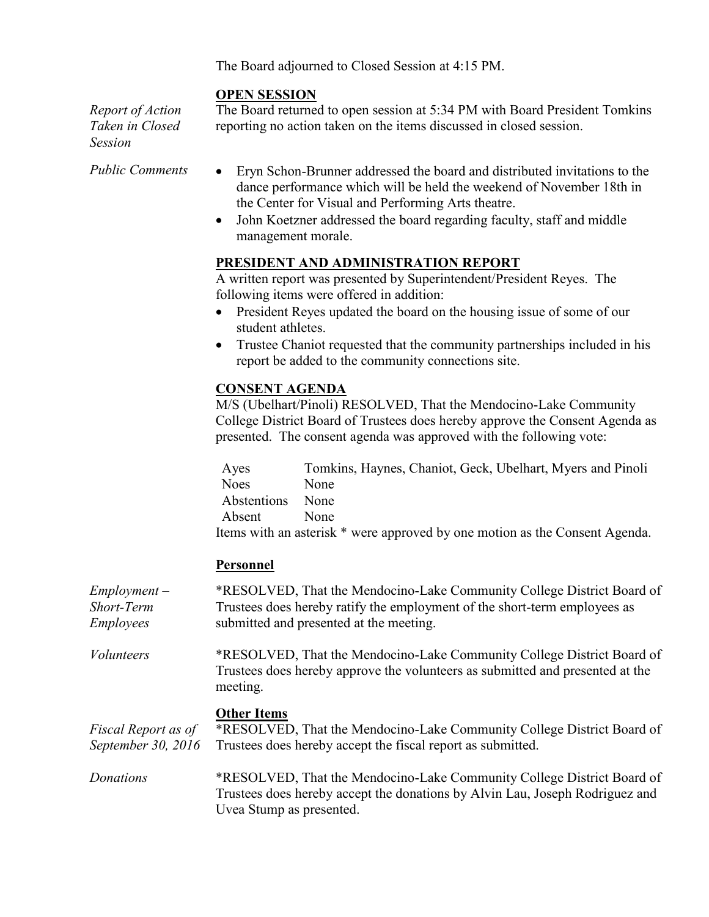The Board adjourned to Closed Session at 4:15 PM.

## OPEN SESSION

*Report of Action Taken in Closed Session*

The Board returned to open session at 5:34 PM with Board President Tomkins reporting no action taken on the items discussed in closed session.

*Public Comments*

- Eryn Schon-Brunner addressed the board and distributed invitations to the dance performance which will be held the weekend of November 18th in the Center for Visual and Performing Arts theatre.
- John Koetzner addressed the board regarding faculty, staff and middle management morale.

## PRESIDENT AND ADMINISTRATION REPORT

A written report was presented by Superintendent/President Reyes. The following items were offered in addition:

- President Reyes updated the board on the housing issue of some of our student athletes.
- Trustee Chaniot requested that the community partnerships included in his report be added to the community connections site.

## CONSENT AGENDA

M/S (Ubelhart/Pinoli) RESOLVED, That the Mendocino-Lake Community College District Board of Trustees does hereby approve the Consent Agenda as presented. The consent agenda was approved with the following vote:

| | |
|---|---|
| Ayes | Tomkins, Haynes, Chaniot, Geck, Ubelhart, Myers and Pinoli |
| Noes | None |
| Abstentions | None |
| Absent | None |

Items with an asterisk * were approved by one motion as the Consent Agenda.

### Personnel

*Employment – Short-Term Employees*

*RESOLVED, That the Mendocino-Lake Community College District Board of Trustees does hereby ratify the employment of the short-term employees as submitted and presented at the meeting.

*Volunteers*

*RESOLVED, That the Mendocino-Lake Community College District Board of Trustees does hereby approve the volunteers as submitted and presented at the meeting.

### Other Items

*Fiscal Report as of September 30, 2016*

*RESOLVED, That the Mendocino-Lake Community College District Board of Trustees does hereby accept the fiscal report as submitted.

*Donations*

*RESOLVED, That the Mendocino-Lake Community College District Board of Trustees does hereby accept the donations by Alvin Lau, Joseph Rodriguez and Uvea Stump as presented.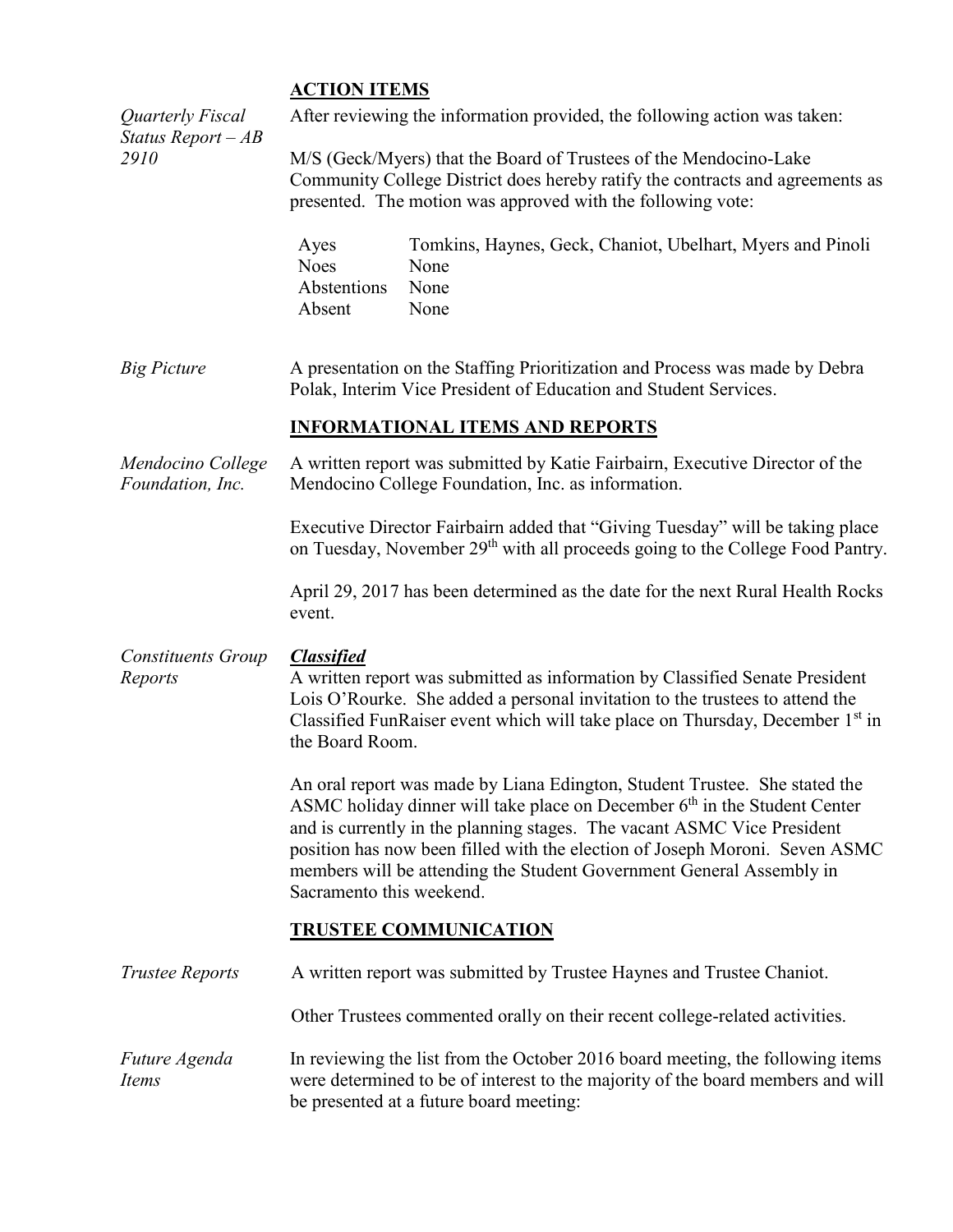## ACTION ITEMS

*Quarterly Fiscal Status Report – AB 2910*

After reviewing the information provided, the following action was taken:

M/S (Geck/Myers) that the Board of Trustees of the Mendocino-Lake Community College District does hereby ratify the contracts and agreements as presented. The motion was approved with the following vote:

| | |
|---|---|
| Ayes | Tomkins, Haynes, Geck, Chaniot, Ubelhart, Myers and Pinoli |
| Noes | None |
| Abstentions | None |
| Absent | None |

*Big Picture*

A presentation on the Staffing Prioritization and Process was made by Debra Polak, Interim Vice President of Education and Student Services.

## INFORMATIONAL ITEMS AND REPORTS

*Mendocino College Foundation, Inc.*

A written report was submitted by Katie Fairbairn, Executive Director of the Mendocino College Foundation, Inc. as information.

Executive Director Fairbairn added that "Giving Tuesday" will be taking place on Tuesday, November 29th with all proceeds going to the College Food Pantry.

April 29, 2017 has been determined as the date for the next Rural Health Rocks event.

*Constituents Group Reports*

***Classified***

A written report was submitted as information by Classified Senate President Lois O'Rourke. She added a personal invitation to the trustees to attend the Classified FunRaiser event which will take place on Thursday, December 1st in the Board Room.

An oral report was made by Liana Edington, Student Trustee. She stated the ASMC holiday dinner will take place on December 6th in the Student Center and is currently in the planning stages. The vacant ASMC Vice President position has now been filled with the election of Joseph Moroni. Seven ASMC members will be attending the Student Government General Assembly in Sacramento this weekend.

## TRUSTEE COMMUNICATION

*Trustee Reports*

A written report was submitted by Trustee Haynes and Trustee Chaniot.

Other Trustees commented orally on their recent college-related activities.

*Future Agenda Items*

In reviewing the list from the October 2016 board meeting, the following items were determined to be of interest to the majority of the board members and will be presented at a future board meeting: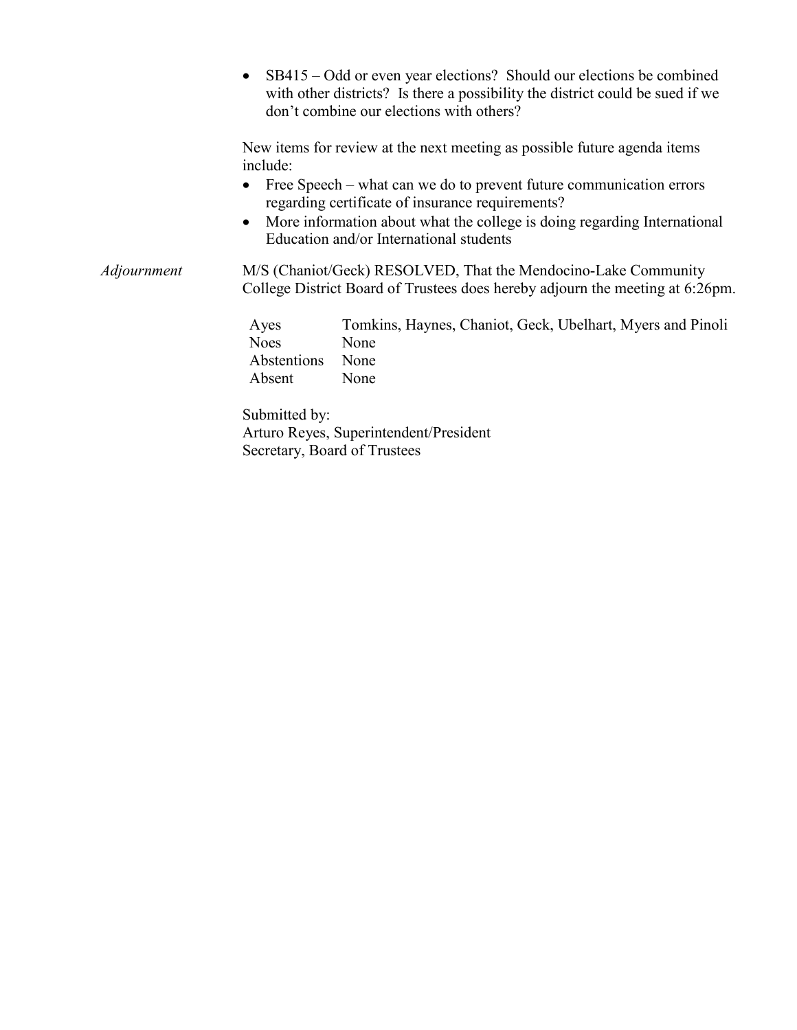- SB415 – Odd or even year elections? Should our elections be combined with other districts? Is there a possibility the district could be sued if we don't combine our elections with others?

New items for review at the next meeting as possible future agenda items include:

- Free Speech – what can we do to prevent future communication errors regarding certificate of insurance requirements?
- More information about what the college is doing regarding International Education and/or International students

*Adjournment*

M/S (Chaniot/Geck) RESOLVED, That the Mendocino-Lake Community College District Board of Trustees does hereby adjourn the meeting at 6:26pm.

| | |
|---|---|
| Ayes | Tomkins, Haynes, Chaniot, Geck, Ubelhart, Myers and Pinoli |
| Noes | None |
| Abstentions | None |
| Absent | None |

Submitted by:
Arturo Reyes, Superintendent/President
Secretary, Board of Trustees